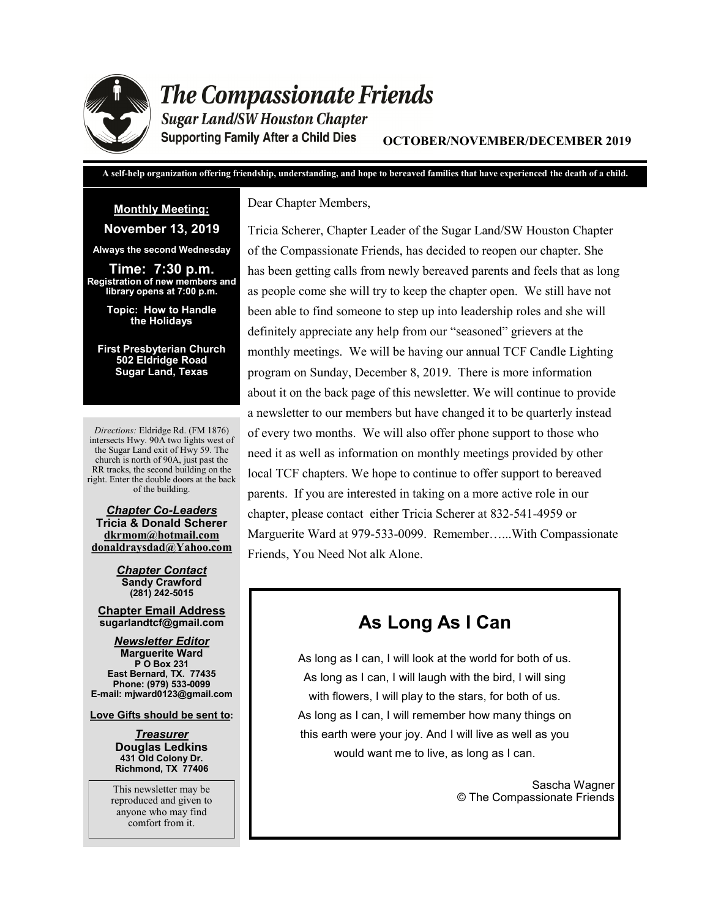# The Compassionate Friends

## Sugar Land/SW Houston Chapter

**Supporting Family After a Child Dies**

**OCTOBER/NOVEMBER/DECEMBER 2019**

**A self-help organization offering friendship, understanding, and hope to bereaved families that have experienced the death of a child.**

Dear Chapter Members,

Tricia Scherer, Chapter Leader of the Sugar Land/SW Houston Chapter of the Compassionate Friends, has decided to reopen our chapter. She has been getting calls from newly bereaved parents and feels that as long as people come she will try to keep the chapter open. We still have not been able to find someone to step up into leadership roles and she will definitely appreciate any help from our "seasoned" grievers at the monthly meetings. We will be having our annual TCF Candle Lighting program on Sunday, December 8, 2019. There is more information about it on the back page of this newsletter. We will continue to provide a newsletter to our members but have changed it to be quarterly instead of every two months. We will also offer phone support to those who need it as well as information on monthly meetings provided by other local TCF chapters. We hope to continue to offer support to bereaved parents. If you are interested in taking on a more active role in our chapter, please contact either Tricia Scherer at 832-541-4959 or Marguerite Ward at 979-533-0099. Remember…...With Compassionate Friends, You Need Not alk Alone.

## As Long As I Can

As long as I can, I will look at the world for both of us.
As long as I can, I will laugh with the bird, I will sing
with flowers, I will play to the stars, for both of us.
As long as I can, I will remember how many things on
this earth were your joy. And I will live as well as you
would want me to live, as long as I can.

Sascha Wagner
© The Compassionate Friends

**Monthly Meeting:**

**November 13, 2019**

**Always the second Wednesday**

**Time: 7:30 p.m.**
**Registration of new members and library opens at 7:00 p.m.**

**Topic: How to Handle the Holidays**

**First Presbyterian Church**
**502 Eldridge Road**
**Sugar Land, Texas**

*Directions:* Eldridge Rd. (FM 1876) intersects Hwy. 90A two lights west of the Sugar Land exit of Hwy 59. The church is north of 90A, just past the RR tracks, the second building on the right. Enter the double doors at the back of the building.

***Chapter Co-Leaders***
**Tricia & Donald Scherer**
**dkrmom@hotmail.com**
**donaldraysdad@Yahoo.com**

***Chapter Contact***
**Sandy Crawford**
**(281) 242-5015**

**Chapter Email Address**
**sugarlandtcf@gmail.com**

***Newsletter Editor***
**Marguerite Ward**
**P O Box 231**
**East Bernard, TX. 77435**
**Phone: (979) 533-0099**
**E-mail: mjward0123@gmail.com**

**Love Gifts should be sent to:**

***Treasurer***
**Douglas Ledkins**
**431 Old Colony Dr.**
**Richmond, TX 77406**

This newsletter may be reproduced and given to anyone who may find comfort from it.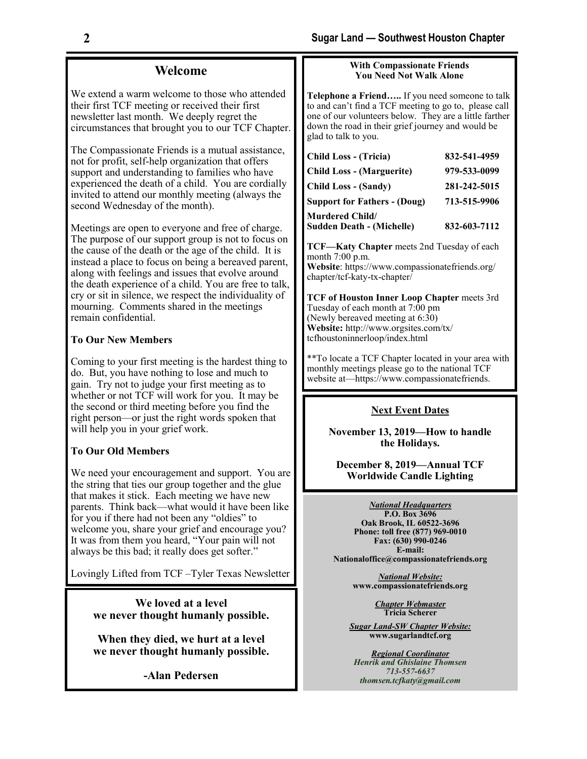## Welcome

We extend a warm welcome to those who attended their first TCF meeting or received their first newsletter last month. We deeply regret the circumstances that brought you to our TCF Chapter.

The Compassionate Friends is a mutual assistance, not for profit, self-help organization that offers support and understanding to families who have experienced the death of a child. You are cordially invited to attend our monthly meeting (always the second Wednesday of the month).

Meetings are open to everyone and free of charge. The purpose of our support group is not to focus on the cause of the death or the age of the child. It is instead a place to focus on being a bereaved parent, along with feelings and issues that evolve around the death experience of a child. You are free to talk, cry or sit in silence, we respect the individuality of mourning. Comments shared in the meetings remain confidential.

**To Our New Members**

Coming to your first meeting is the hardest thing to do. But, you have nothing to lose and much to gain. Try not to judge your first meeting as to whether or not TCF will work for you. It may be the second or third meeting before you find the right person—or just the right words spoken that will help you in your grief work.

**To Our Old Members**

We need your encouragement and support. You are the string that ties our group together and the glue that makes it stick. Each meeting we have new parents. Think back—what would it have been like for you if there had not been any "oldies" to welcome you, share your grief and encourage you? It was from them you heard, "Your pain will not always be this bad; it really does get softer."

Lovingly Lifted from TCF –Tyler Texas Newsletter

**We loved at a level we never thought humanly possible.**

**When they died, we hurt at a level we never thought humanly possible.**

**-Alan Pedersen**

**With Compassionate Friends You Need Not Walk Alone**

**Telephone a Friend…..** If you need someone to talk to and can't find a TCF meeting to go to, please call one of our volunteers below. They are a little farther down the road in their grief journey and would be glad to talk to you.

| | |
|---|---|
| **Child Loss - (Tricia)** | **832-541-4959** |
| **Child Loss - (Marguerite)** | **979-533-0099** |
| **Child Loss - (Sandy)** | **281-242-5015** |
| **Support for Fathers - (Doug)** | **713-515-9906** |
| **Murdered Child/ Sudden Death - (Michelle)** | **832-603-7112** |

**TCF—Katy Chapter** meets 2nd Tuesday of each month 7:00 p.m.
**Website**: https://www.compassionatefriends.org/chapter/tcf-katy-tx-chapter/

**TCF of Houston Inner Loop Chapter** meets 3rd Tuesday of each month at 7:00 pm (Newly bereaved meeting at 6:30)
**Website:** http://www.orgsites.com/tx/tcfhoustoninnerloop/index.html

**To locate a TCF Chapter located in your area with monthly meetings please go to the national TCF website at—https://www.compassionatefriends.

**Next Event Dates**

**November 13, 2019—How to handle the Holidays.**

**December 8, 2019—Annual TCF Worldwide Candle Lighting**

***National Headquarters***
**P.O. Box 3696**
**Oak Brook, IL 60522-3696**
**Phone: toll free (877) 969-0010**
**Fax: (630) 990-0246**
**E-mail:**
**Nationaloffice@compassionatefriends.org**

***National Website:***
**www.compassionatefriends.org**

***Chapter Webmaster***
**Tricia Scherer**

***Sugar Land-SW Chapter Website:***
**www.sugarlandtcf.org**

***Regional Coordinator***
***Henrik and Ghislaine Thomsen***
***713-557-6637***
***thomsen.tcfkaty@gmail.com***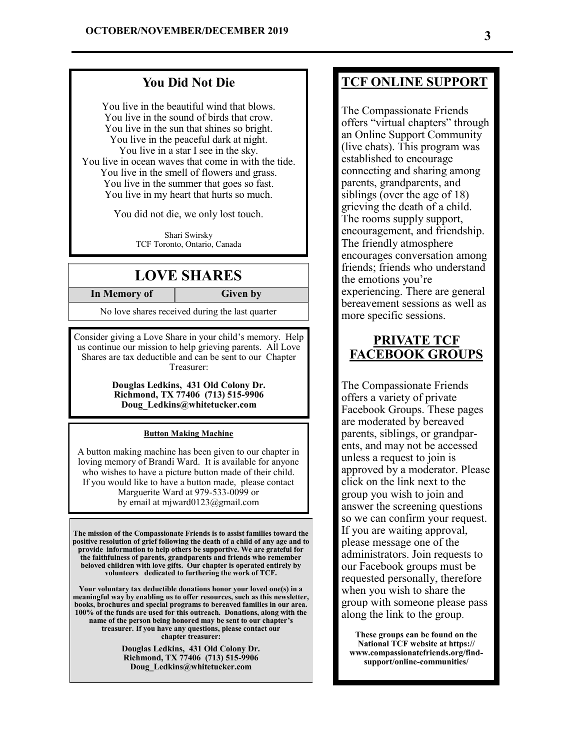## You Did Not Die

You live in the beautiful wind that blows.
You live in the sound of birds that crow.
You live in the sun that shines so bright.
You live in the peaceful dark at night.
You live in a star I see in the sky.
You live in ocean waves that come in with the tide.
You live in the smell of flowers and grass.
You live in the summer that goes so fast.
You live in my heart that hurts so much.

You did not die, we only lost touch.

Shari Swirsky
TCF Toronto, Ontario, Canada

## LOVE SHARES

| In Memory of | Given by |
|---|---|
| No love shares received during the last quarter | |

Consider giving a Love Share in your child's memory. Help us continue our mission to help grieving parents. All Love Shares are tax deductible and can be sent to our Chapter Treasurer:

**Douglas Ledkins, 431 Old Colony Dr.
Richmond, TX 77406 (713) 515-9906
Doug_Ledkins@whitetucker.com**

### Button Making Machine

A button making machine has been given to our chapter in loving memory of Brandi Ward. It is available for anyone who wishes to have a picture button made of their child. If you would like to have a button made, please contact Marguerite Ward at 979-533-0099 or by email at mjward0123@gmail.com

**The mission of the Compassionate Friends is to assist families toward the positive resolution of grief following the death of a child of any age and to provide information to help others be supportive. We are grateful for the faithfulness of parents, grandparents and friends who remember beloved children with love gifts. Our chapter is operated entirely by volunteers dedicated to furthering the work of TCF.**

**Your voluntary tax deductible donations honor your loved one(s) in a meaningful way by enabling us to offer resources, such as this newsletter, books, brochures and special programs to bereaved families in our area. 100% of the funds are used for this outreach. Donations, along with the name of the person being honored may be sent to our chapter's treasurer. If you have any questions, please contact our chapter treasurer:**

**Douglas Ledkins, 431 Old Colony Dr.
Richmond, TX 77406 (713) 515-9906
Doug_Ledkins@whitetucker.com**

## TCF ONLINE SUPPORT

The Compassionate Friends offers "virtual chapters" through an Online Support Community (live chats). This program was established to encourage connecting and sharing among parents, grandparents, and siblings (over the age of 18) grieving the death of a child. The rooms supply support, encouragement, and friendship. The friendly atmosphere encourages conversation among friends; friends who understand the emotions you're experiencing. There are general bereavement sessions as well as more specific sessions.

## PRIVATE TCF FACEBOOK GROUPS

The Compassionate Friends offers a variety of private Facebook Groups. These pages are moderated by bereaved parents, siblings, or grandparents, and may not be accessed unless a request to join is approved by a moderator. Please click on the link next to the group you wish to join and answer the screening questions so we can confirm your request. If you are waiting approval, please message one of the administrators. Join requests to our Facebook groups must be requested personally, therefore when you wish to share the group with someone please pass along the link to the group.

**These groups can be found on the National TCF website at https://www.compassionatefriends.org/find-support/online-communities/**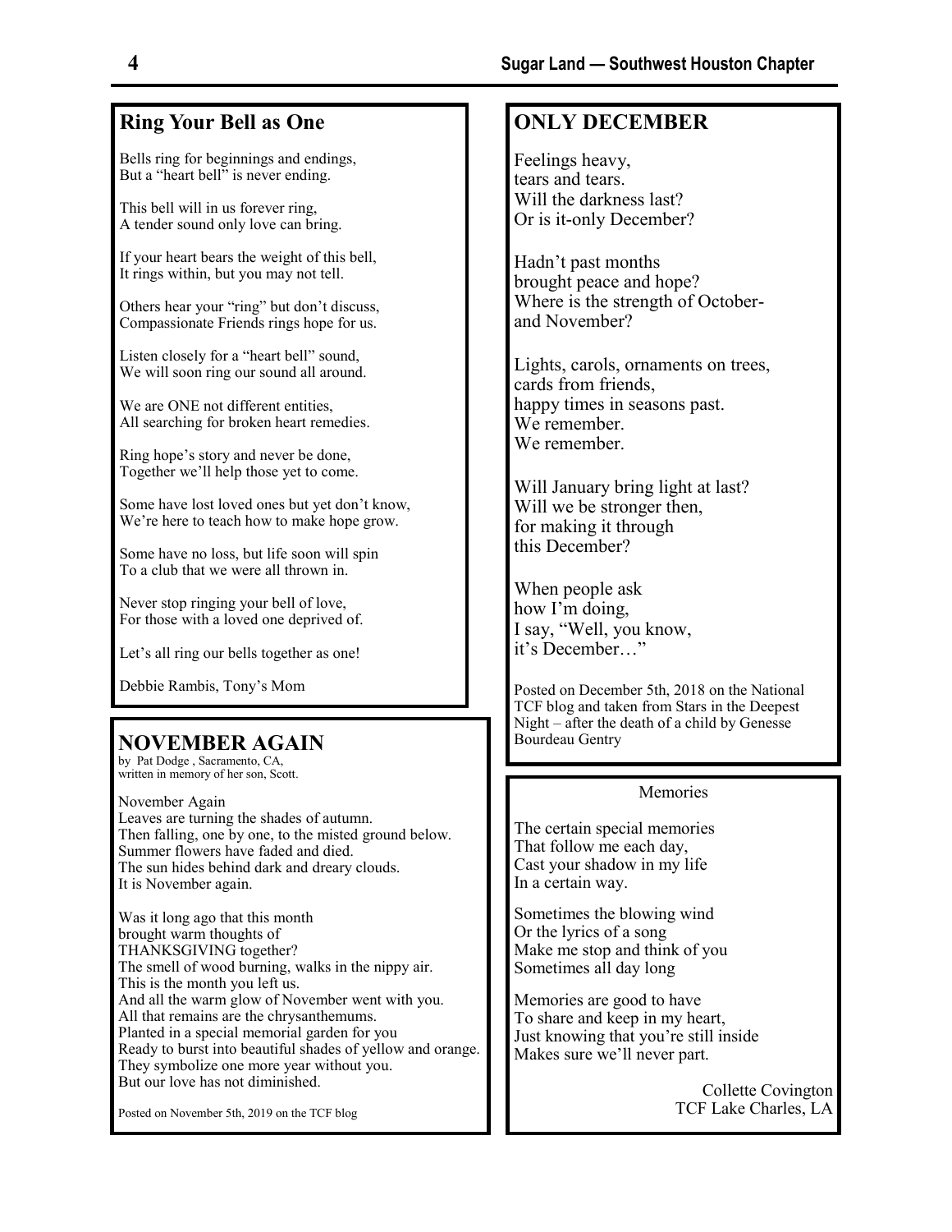## Ring Your Bell as One

Bells ring for beginnings and endings,
But a "heart bell" is never ending.

This bell will in us forever ring,
A tender sound only love can bring.

If your heart bears the weight of this bell,
It rings within, but you may not tell.

Others hear your "ring" but don't discuss,
Compassionate Friends rings hope for us.

Listen closely for a "heart bell" sound,
We will soon ring our sound all around.

We are ONE not different entities,
All searching for broken heart remedies.

Ring hope's story and never be done,
Together we'll help those yet to come.

Some have lost loved ones but yet don't know,
We're here to teach how to make hope grow.

Some have no loss, but life soon will spin
To a club that we were all thrown in.

Never stop ringing your bell of love,
For those with a loved one deprived of.

Let's all ring our bells together as one!

Debbie Rambis, Tony's Mom

## NOVEMBER AGAIN

by Pat Dodge , Sacramento, CA,
written in memory of her son, Scott.

November Again
Leaves are turning the shades of autumn.
Then falling, one by one, to the misted ground below.
Summer flowers have faded and died.
The sun hides behind dark and dreary clouds.
It is November again.

Was it long ago that this month
brought warm thoughts of
THANKSGIVING together?
The smell of wood burning, walks in the nippy air.
This is the month you left us.
And all the warm glow of November went with you.
All that remains are the chrysanthemums.
Planted in a special memorial garden for you
Ready to burst into beautiful shades of yellow and orange.
They symbolize one more year without you.
But our love has not diminished.

Posted on November 5th, 2019 on the TCF blog

## ONLY DECEMBER

Feelings heavy,
tears and tears.
Will the darkness last?
Or is it-only December?

Hadn't past months
brought peace and hope?
Where is the strength of October-
and November?

Lights, carols, ornaments on trees,
cards from friends,
happy times in seasons past.
We remember.
We remember.

Will January bring light at last?
Will we be stronger then,
for making it through
this December?

When people ask
how I'm doing,
I say, "Well, you know,
it's December…"

Posted on December 5th, 2018 on the National TCF blog and taken from Stars in the Deepest Night – after the death of a child by Genesse Bourdeau Gentry

### Memories

The certain special memories
That follow me each day,
Cast your shadow in my life
In a certain way.

Sometimes the blowing wind
Or the lyrics of a song
Make me stop and think of you
Sometimes all day long

Memories are good to have
To share and keep in my heart,
Just knowing that you're still inside
Makes sure we'll never part.

Collette Covington
TCF Lake Charles, LA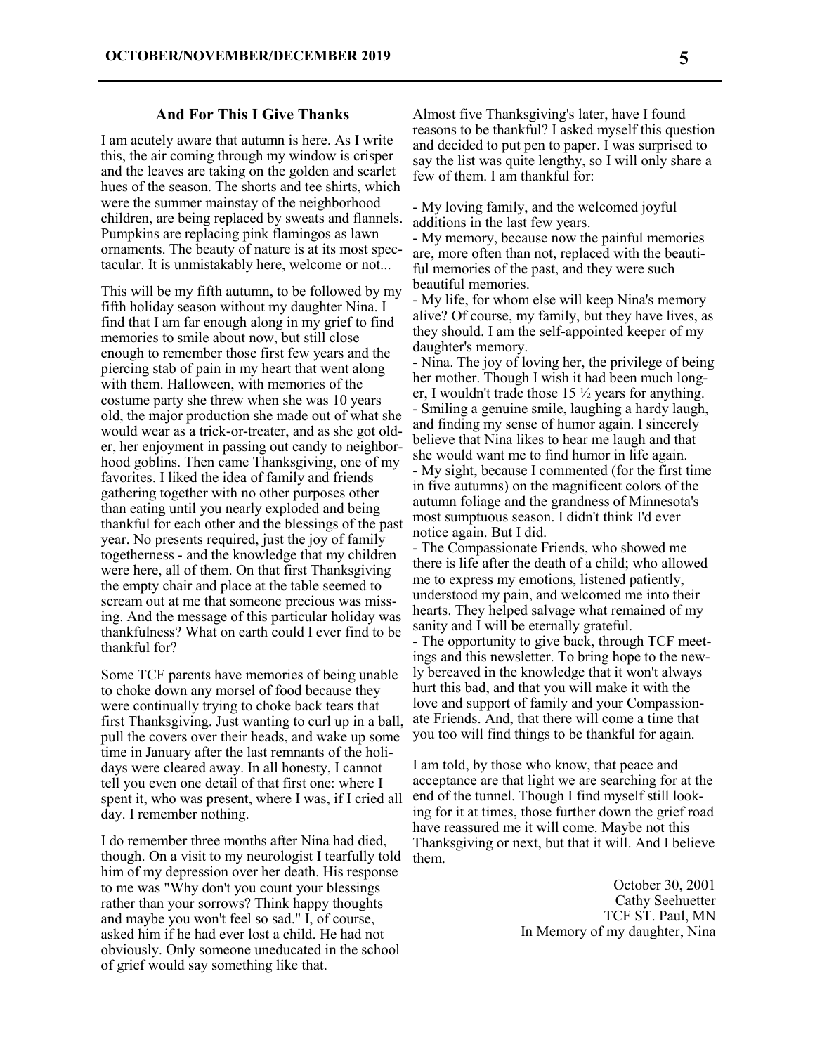## And For This I Give Thanks

I am acutely aware that autumn is here. As I write this, the air coming through my window is crisper and the leaves are taking on the golden and scarlet hues of the season. The shorts and tee shirts, which were the summer mainstay of the neighborhood children, are being replaced by sweats and flannels. Pumpkins are replacing pink flamingos as lawn ornaments. The beauty of nature is at its most spectacular. It is unmistakably here, welcome or not...

This will be my fifth autumn, to be followed by my fifth holiday season without my daughter Nina. I find that I am far enough along in my grief to find memories to smile about now, but still close enough to remember those first few years and the piercing stab of pain in my heart that went along with them. Halloween, with memories of the costume party she threw when she was 10 years old, the major production she made out of what she would wear as a trick-or-treater, and as she got older, her enjoyment in passing out candy to neighborhood goblins. Then came Thanksgiving, one of my favorites. I liked the idea of family and friends gathering together with no other purposes other than eating until you nearly exploded and being thankful for each other and the blessings of the past year. No presents required, just the joy of family togetherness - and the knowledge that my children were here, all of them. On that first Thanksgiving the empty chair and place at the table seemed to scream out at me that someone precious was missing. And the message of this particular holiday was thankfulness? What on earth could I ever find to be thankful for?

Some TCF parents have memories of being unable to choke down any morsel of food because they were continually trying to choke back tears that first Thanksgiving. Just wanting to curl up in a ball, pull the covers over their heads, and wake up some time in January after the last remnants of the holidays were cleared away. In all honesty, I cannot tell you even one detail of that first one: where I spent it, who was present, where I was, if I cried all day. I remember nothing.

I do remember three months after Nina had died, though. On a visit to my neurologist I tearfully told him of my depression over her death. His response to me was "Why don't you count your blessings rather than your sorrows? Think happy thoughts and maybe you won't feel so sad." I, of course, asked him if he had ever lost a child. He had not obviously. Only someone uneducated in the school of grief would say something like that.

Almost five Thanksgiving's later, have I found reasons to be thankful? I asked myself this question and decided to put pen to paper. I was surprised to say the list was quite lengthy, so I will only share a few of them. I am thankful for:

- My loving family, and the welcomed joyful additions in the last few years.
- My memory, because now the painful memories are, more often than not, replaced with the beautiful memories of the past, and they were such beautiful memories.
- My life, for whom else will keep Nina's memory alive? Of course, my family, but they have lives, as they should. I am the self-appointed keeper of my daughter's memory.
- Nina. The joy of loving her, the privilege of being her mother. Though I wish it had been much longer, I wouldn't trade those 15 ½ years for anything.
- Smiling a genuine smile, laughing a hardy laugh, and finding my sense of humor again. I sincerely believe that Nina likes to hear me laugh and that she would want me to find humor in life again.
- My sight, because I commented (for the first time in five autumns) on the magnificent colors of the autumn foliage and the grandness of Minnesota's most sumptuous season. I didn't think I'd ever notice again. But I did.
- The Compassionate Friends, who showed me there is life after the death of a child; who allowed me to express my emotions, listened patiently, understood my pain, and welcomed me into their hearts. They helped salvage what remained of my sanity and I will be eternally grateful.
- The opportunity to give back, through TCF meetings and this newsletter. To bring hope to the newly bereaved in the knowledge that it won't always hurt this bad, and that you will make it with the love and support of family and your Compassionate Friends. And, that there will come a time that you too will find things to be thankful for again.

I am told, by those who know, that peace and acceptance are that light we are searching for at the end of the tunnel. Though I find myself still looking for it at times, those further down the grief road have reassured me it will come. Maybe not this Thanksgiving or next, but that it will. And I believe them.

October 30, 2001
Cathy Seehuetter
TCF ST. Paul, MN
In Memory of my daughter, Nina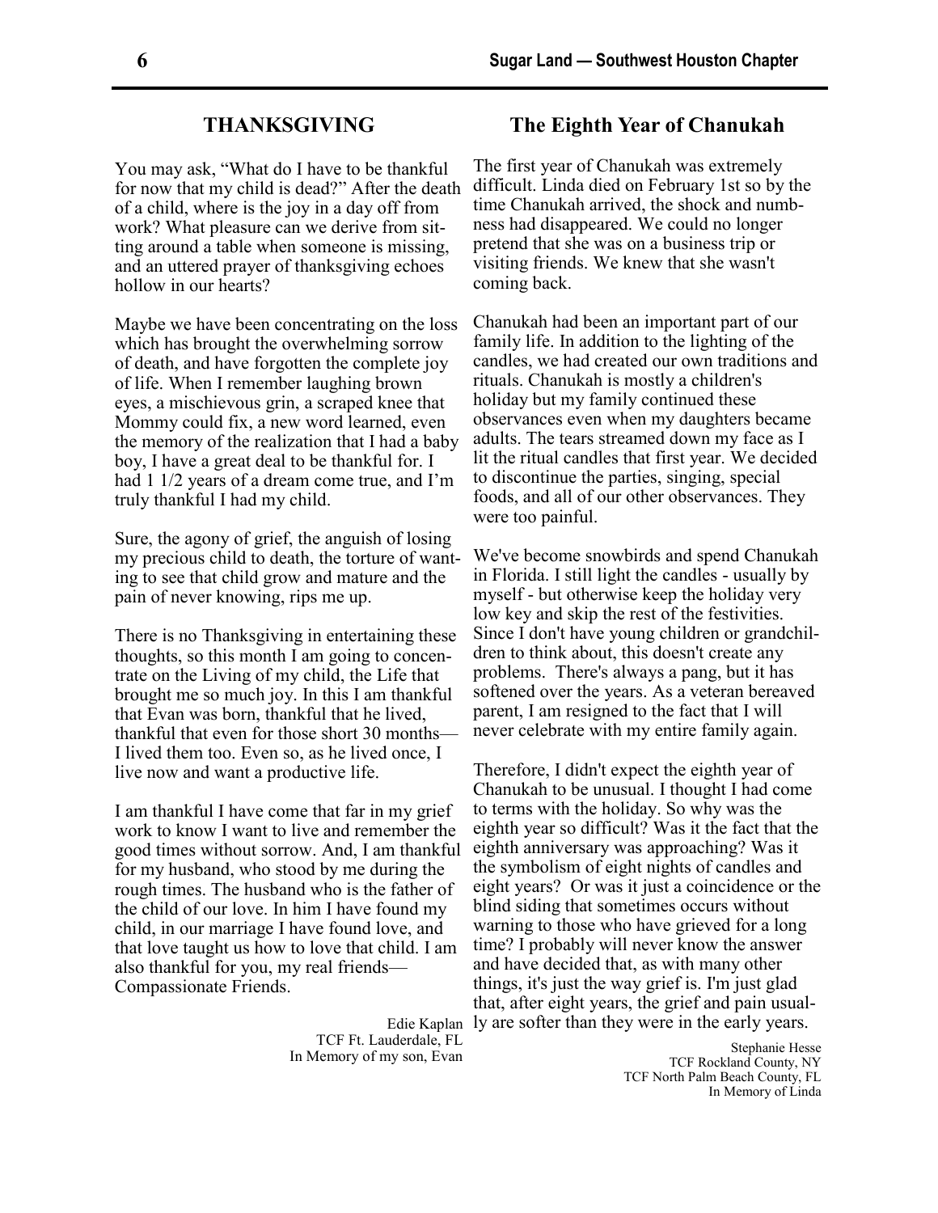## THANKSGIVING

You may ask, "What do I have to be thankful for now that my child is dead?" After the death of a child, where is the joy in a day off from work? What pleasure can we derive from sitting around a table when someone is missing, and an uttered prayer of thanksgiving echoes hollow in our hearts?

Maybe we have been concentrating on the loss which has brought the overwhelming sorrow of death, and have forgotten the complete joy of life. When I remember laughing brown eyes, a mischievous grin, a scraped knee that Mommy could fix, a new word learned, even the memory of the realization that I had a baby boy, I have a great deal to be thankful for. I had 1 1/2 years of a dream come true, and I'm truly thankful I had my child.

Sure, the agony of grief, the anguish of losing my precious child to death, the torture of wanting to see that child grow and mature and the pain of never knowing, rips me up.

There is no Thanksgiving in entertaining these thoughts, so this month I am going to concentrate on the Living of my child, the Life that brought me so much joy. In this I am thankful that Evan was born, thankful that he lived, thankful that even for those short 30 months—I lived them too. Even so, as he lived once, I live now and want a productive life.

I am thankful I have come that far in my grief work to know I want to live and remember the good times without sorrow. And, I am thankful for my husband, who stood by me during the rough times. The husband who is the father of the child of our love. In him I have found my child, in our marriage I have found love, and that love taught us how to love that child. I am also thankful for you, my real friends—Compassionate Friends.

Edie Kaplan
TCF Ft. Lauderdale, FL
In Memory of my son, Evan

## The Eighth Year of Chanukah

The first year of Chanukah was extremely difficult. Linda died on February 1st so by the time Chanukah arrived, the shock and numbness had disappeared. We could no longer pretend that she was on a business trip or visiting friends. We knew that she wasn't coming back.

Chanukah had been an important part of our family life. In addition to the lighting of the candles, we had created our own traditions and rituals. Chanukah is mostly a children's holiday but my family continued these observances even when my daughters became adults. The tears streamed down my face as I lit the ritual candles that first year. We decided to discontinue the parties, singing, special foods, and all of our other observances. They were too painful.

We've become snowbirds and spend Chanukah in Florida. I still light the candles - usually by myself - but otherwise keep the holiday very low key and skip the rest of the festivities. Since I don't have young children or grandchildren to think about, this doesn't create any problems. There's always a pang, but it has softened over the years. As a veteran bereaved parent, I am resigned to the fact that I will never celebrate with my entire family again.

Therefore, I didn't expect the eighth year of Chanukah to be unusual. I thought I had come to terms with the holiday. So why was the eighth year so difficult? Was it the fact that the eighth anniversary was approaching? Was it the symbolism of eight nights of candles and eight years? Or was it just a coincidence or the blind siding that sometimes occurs without warning to those who have grieved for a long time? I probably will never know the answer and have decided that, as with many other things, it's just the way grief is. I'm just glad that, after eight years, the grief and pain usually are softer than they were in the early years.

Stephanie Hesse
TCF Rockland County, NY
TCF North Palm Beach County, FL
In Memory of Linda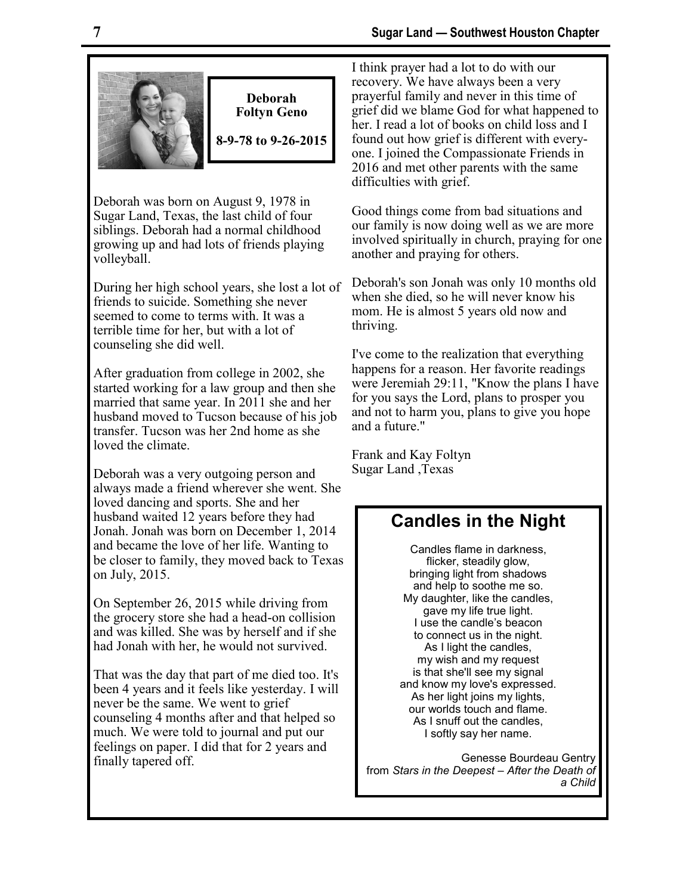**Deborah Foltyn Geno**

**8-9-78 to 9-26-2015**

Deborah was born on August 9, 1978 in Sugar Land, Texas, the last child of four siblings. Deborah had a normal childhood growing up and had lots of friends playing volleyball.

During her high school years, she lost a lot of friends to suicide. Something she never seemed to come to terms with. It was a terrible time for her, but with a lot of counseling she did well.

After graduation from college in 2002, she started working for a law group and then she married that same year. In 2011 she and her husband moved to Tucson because of his job transfer. Tucson was her 2nd home as she loved the climate.

Deborah was a very outgoing person and always made a friend wherever she went. She loved dancing and sports. She and her husband waited 12 years before they had Jonah. Jonah was born on December 1, 2014 and became the love of her life. Wanting to be closer to family, they moved back to Texas on July, 2015.

On September 26, 2015 while driving from the grocery store she had a head-on collision and was killed. She was by herself and if she had Jonah with her, he would not survived.

That was the day that part of me died too. It's been 4 years and it feels like yesterday. I will never be the same. We went to grief counseling 4 months after and that helped so much. We were told to journal and put our feelings on paper. I did that for 2 years and finally tapered off.

I think prayer had a lot to do with our recovery. We have always been a very prayerful family and never in this time of grief did we blame God for what happened to her. I read a lot of books on child loss and I found out how grief is different with everyone. I joined the Compassionate Friends in 2016 and met other parents with the same difficulties with grief.

Good things come from bad situations and our family is now doing well as we are more involved spiritually in church, praying for one another and praying for others.

Deborah's son Jonah was only 10 months old when she died, so he will never know his mom. He is almost 5 years old now and thriving.

I've come to the realization that everything happens for a reason. Her favorite readings were Jeremiah 29:11, "Know the plans I have for you says the Lord, plans to prosper you and not to harm you, plans to give you hope and a future."

Frank and Kay Foltyn
Sugar Land ,Texas

## Candles in the Night

Candles flame in darkness,
flicker, steadily glow,
bringing light from shadows
and help to soothe me so.
My daughter, like the candles,
gave my life true light.
I use the candle's beacon
to connect us in the night.
As I light the candles,
my wish and my request
is that she'll see my signal
and know my love's expressed.
As her light joins my lights,
our worlds touch and flame.
As I snuff out the candles,
I softly say her name.

Genesse Bourdeau Gentry
from *Stars in the Deepest – After the Death of a Child*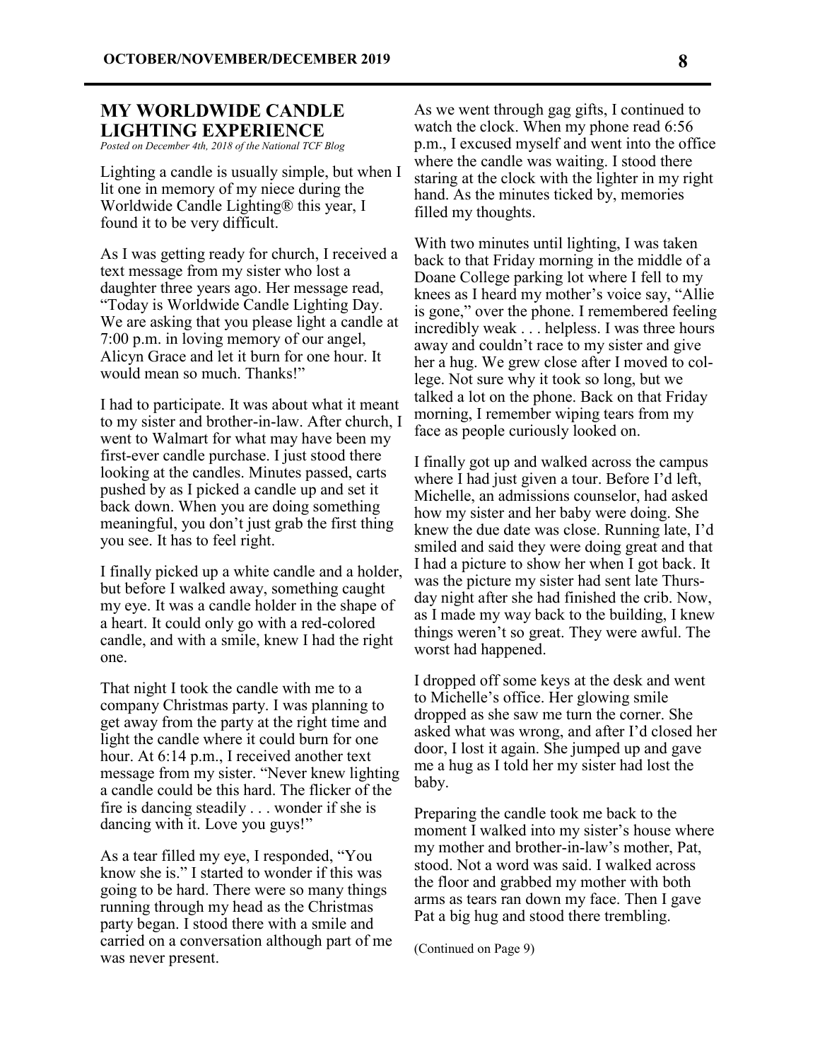## MY WORLDWIDE CANDLE LIGHTING EXPERIENCE

*Posted on December 4th, 2018 of the National TCF Blog*

Lighting a candle is usually simple, but when I lit one in memory of my niece during the Worldwide Candle Lighting® this year, I found it to be very difficult.

As I was getting ready for church, I received a text message from my sister who lost a daughter three years ago. Her message read, "Today is Worldwide Candle Lighting Day. We are asking that you please light a candle at 7:00 p.m. in loving memory of our angel, Alicyn Grace and let it burn for one hour. It would mean so much. Thanks!"

I had to participate. It was about what it meant to my sister and brother-in-law. After church, I went to Walmart for what may have been my first-ever candle purchase. I just stood there looking at the candles. Minutes passed, carts pushed by as I picked a candle up and set it back down. When you are doing something meaningful, you don't just grab the first thing you see. It has to feel right.

I finally picked up a white candle and a holder, but before I walked away, something caught my eye. It was a candle holder in the shape of a heart. It could only go with a red-colored candle, and with a smile, knew I had the right one.

That night I took the candle with me to a company Christmas party. I was planning to get away from the party at the right time and light the candle where it could burn for one hour. At 6:14 p.m., I received another text message from my sister. "Never knew lighting a candle could be this hard. The flicker of the fire is dancing steadily . . . wonder if she is dancing with it. Love you guys!"

As a tear filled my eye, I responded, "You know she is." I started to wonder if this was going to be hard. There were so many things running through my head as the Christmas party began. I stood there with a smile and carried on a conversation although part of me was never present.

As we went through gag gifts, I continued to watch the clock. When my phone read 6:56 p.m., I excused myself and went into the office where the candle was waiting. I stood there staring at the clock with the lighter in my right hand. As the minutes ticked by, memories filled my thoughts.

With two minutes until lighting, I was taken back to that Friday morning in the middle of a Doane College parking lot where I fell to my knees as I heard my mother's voice say, "Allie is gone," over the phone. I remembered feeling incredibly weak . . . helpless. I was three hours away and couldn't race to my sister and give her a hug. We grew close after I moved to college. Not sure why it took so long, but we talked a lot on the phone. Back on that Friday morning, I remember wiping tears from my face as people curiously looked on.

I finally got up and walked across the campus where I had just given a tour. Before I'd left, Michelle, an admissions counselor, had asked how my sister and her baby were doing. She knew the due date was close. Running late, I'd smiled and said they were doing great and that I had a picture to show her when I got back. It was the picture my sister had sent late Thursday night after she had finished the crib. Now, as I made my way back to the building, I knew things weren't so great. They were awful. The worst had happened.

I dropped off some keys at the desk and went to Michelle's office. Her glowing smile dropped as she saw me turn the corner. She asked what was wrong, and after I'd closed her door, I lost it again. She jumped up and gave me a hug as I told her my sister had lost the baby.

Preparing the candle took me back to the moment I walked into my sister's house where my mother and brother-in-law's mother, Pat, stood. Not a word was said. I walked across the floor and grabbed my mother with both arms as tears ran down my face. Then I gave Pat a big hug and stood there trembling.

(Continued on Page 9)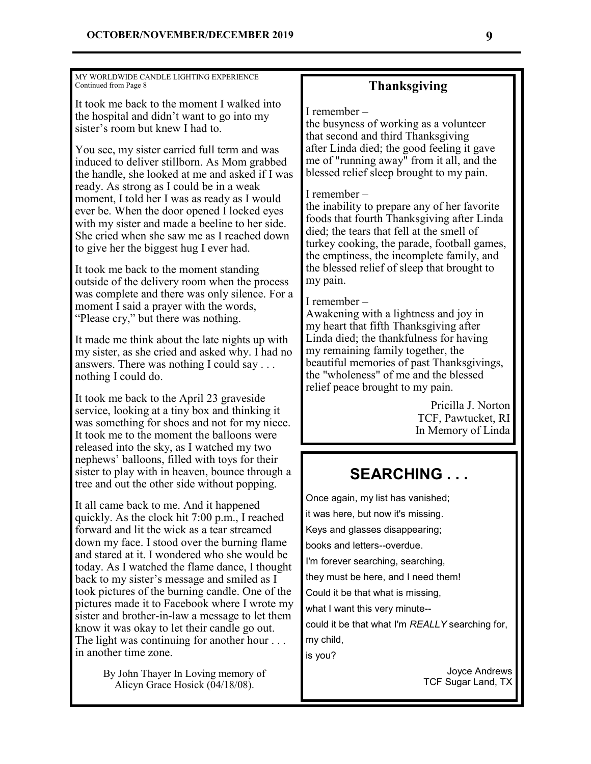MY WORLDWIDE CANDLE LIGHTING EXPERIENCE
Continued from Page 8

It took me back to the moment I walked into the hospital and didn't want to go into my sister's room but knew I had to.

You see, my sister carried full term and was induced to deliver stillborn. As Mom grabbed the handle, she looked at me and asked if I was ready. As strong as I could be in a weak moment, I told her I was as ready as I would ever be. When the door opened I locked eyes with my sister and made a beeline to her side. She cried when she saw me as I reached down to give her the biggest hug I ever had.

It took me back to the moment standing outside of the delivery room when the process was complete and there was only silence. For a moment I said a prayer with the words, "Please cry," but there was nothing.

It made me think about the late nights up with my sister, as she cried and asked why. I had no answers. There was nothing I could say . . . nothing I could do.

It took me back to the April 23 graveside service, looking at a tiny box and thinking it was something for shoes and not for my niece. It took me to the moment the balloons were released into the sky, as I watched my two nephews' balloons, filled with toys for their sister to play with in heaven, bounce through a tree and out the other side without popping.

It all came back to me. And it happened quickly. As the clock hit 7:00 p.m., I reached forward and lit the wick as a tear streamed down my face. I stood over the burning flame and stared at it. I wondered who she would be today. As I watched the flame dance, I thought back to my sister's message and smiled as I took pictures of the burning candle. One of the pictures made it to Facebook where I wrote my sister and brother-in-law a message to let them know it was okay to let their candle go out. The light was continuing for another hour . . . in another time zone.

By John Thayer In Loving memory of Alicyn Grace Hosick (04/18/08).

## Thanksgiving

I remember –
the busyness of working as a volunteer that second and third Thanksgiving after Linda died; the good feeling it gave me of "running away" from it all, and the blessed relief sleep brought to my pain.

I remember –
the inability to prepare any of her favorite foods that fourth Thanksgiving after Linda died; the tears that fell at the smell of turkey cooking, the parade, football games, the emptiness, the incomplete family, and the blessed relief of sleep that brought to my pain.

I remember –
Awakening with a lightness and joy in my heart that fifth Thanksgiving after Linda died; the thankfulness for having my remaining family together, the beautiful memories of past Thanksgivings, the "wholeness" of me and the blessed relief peace brought to my pain.

Pricilla J. Norton
TCF, Pawtucket, RI
In Memory of Linda

## SEARCHING . . .

Once again, my list has vanished;
it was here, but now it's missing.
Keys and glasses disappearing;
books and letters--overdue.
I'm forever searching, searching,
they must be here, and I need them!
Could it be that what is missing,
what I want this very minute--
could it be that what I'm *REALLY* searching for,
my child,
is you?

Joyce Andrews
TCF Sugar Land, TX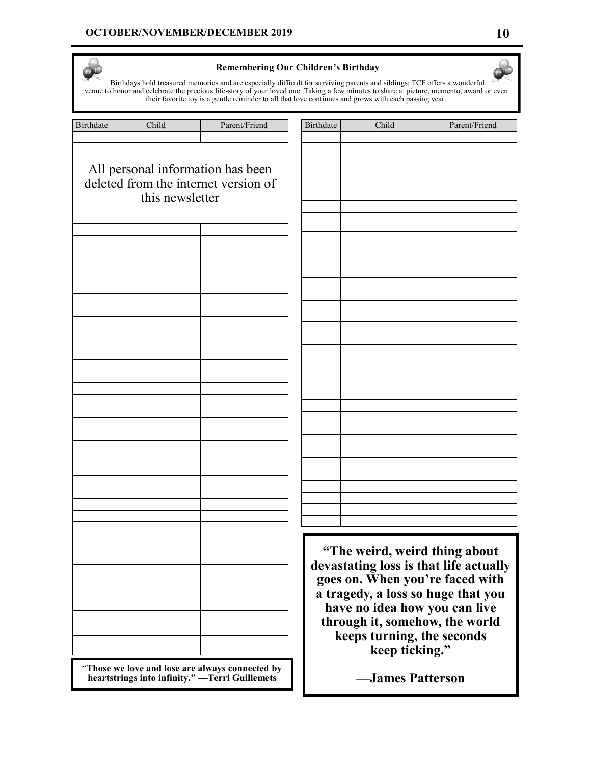## Remembering Our Children's Birthday

Birthdays hold treasured memories and are especially difficult for surviving parents and siblings; TCF offers a wonderful venue to honor and celebrate the precious life-story of your loved one. Taking a few minutes to share a picture, memento, award or even their favorite toy is a gentle reminder to all that love continues and grows with each passing year.

| Birthdate | Child | Parent/Friend |
|---|---|---|
| | | |

All personal information has been deleted from the internet version of this newsletter

"**Those we love and lose are always connected by heartstrings into infinity." —Terri Guillemets**

| Birthdate | Child | Parent/Friend |
|---|---|---|
| | | |

**"The weird, weird thing about devastating loss is that life actually goes on. When you're faced with a tragedy, a loss so huge that you have no idea how you can live through it, somehow, the world keeps turning, the seconds keep ticking."**

**—James Patterson**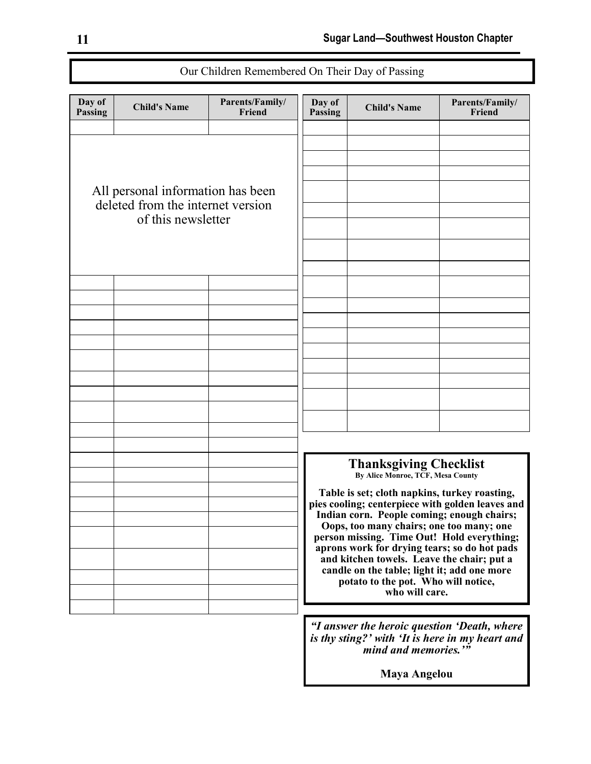## Our Children Remembered On Their Day of Passing

| Day of Passing | Child's Name | Parents/Family/ Friend |
|---|---|---|
| | | |

All personal information has been deleted from the internet version of this newsletter

| Day of Passing | Child's Name | Parents/Family/ Friend |
|---|---|---|
| | | |

### Thanksgiving Checklist

**By Alice Monroe, TCF, Mesa County**

**Table is set; cloth napkins, turkey roasting, pies cooling; centerpiece with golden leaves and Indian corn. People coming; enough chairs; Oops, too many chairs; one too many; one person missing. Time Out! Hold everything; aprons work for drying tears; so do hot pads and kitchen towels. Leave the chair; put a candle on the table; light it; add one more potato to the pot. Who will notice, who will care.**

***"I answer the heroic question 'Death, where is thy sting?' with 'It is here in my heart and mind and memories.'"***

**Maya Angelou**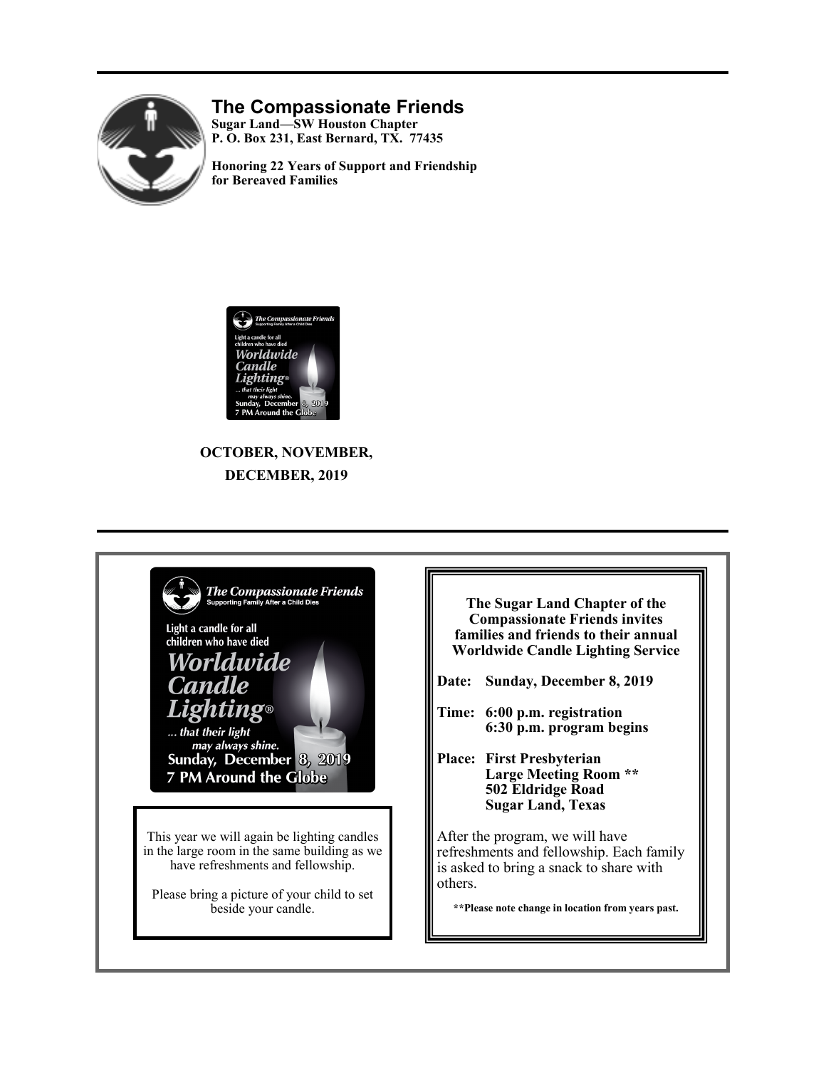## The Compassionate Friends

**Sugar Land—SW Houston Chapter**
**P. O. Box 231, East Bernard, TX. 77435**

**Honoring 22 Years of Support and Friendship for Bereaved Families**

The Compassionate Friends
Supporting Family After a Child Dies

Light a candle for all children who have died

*Worldwide Candle Lighting®*

*... that their light may always shine.*

Sunday, December 8, 2019
7 PM Around the Globe

**OCTOBER, NOVEMBER, DECEMBER, 2019**

---

The Compassionate Friends
Supporting Family After a Child Dies

Light a candle for all children who have died

*Worldwide Candle Lighting®*

*... that their light may always shine.*

Sunday, December 8, 2019
7 PM Around the Globe

This year we will again be lighting candles in the large room in the same building as we have refreshments and fellowship.

Please bring a picture of your child to set beside your candle.

**The Sugar Land Chapter of the Compassionate Friends invites families and friends to their annual Worldwide Candle Lighting Service**

**Date:** **Sunday, December 8, 2019**

**Time:** **6:00 p.m. registration**
**6:30 p.m. program begins**

**Place:** **First Presbyterian**
**Large Meeting Room \*\***
**502 Eldridge Road**
**Sugar Land, Texas**

After the program, we will have refreshments and fellowship. Each family is asked to bring a snack to share with others.

**\*\*Please note change in location from years past.**